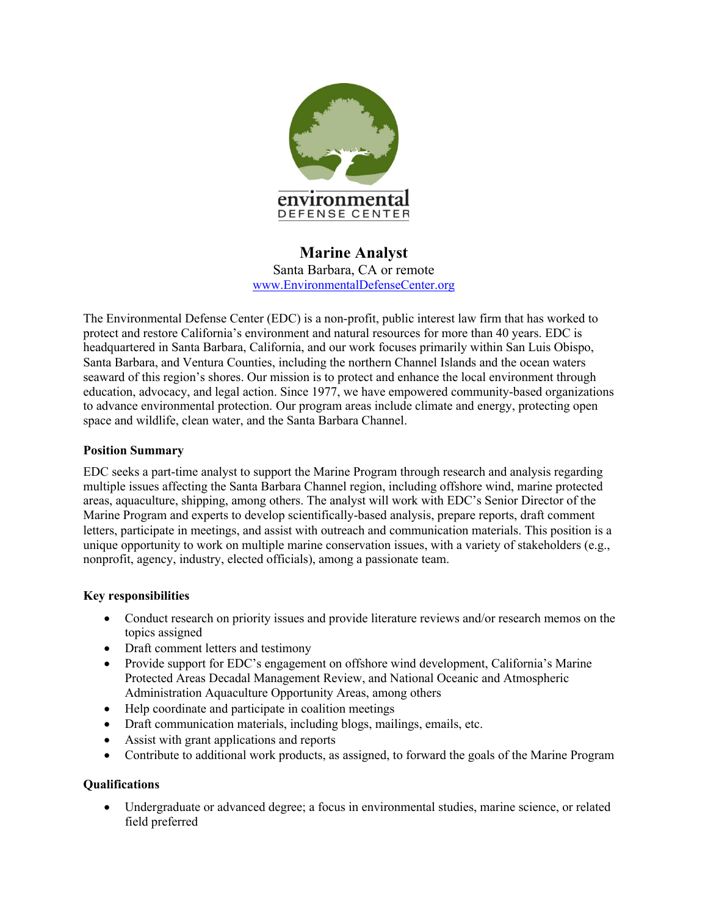environmental
DEFENSE CENTER

# Marine Analyst

Santa Barbara, CA or remote
www.EnvironmentalDefenseCenter.org

The Environmental Defense Center (EDC) is a non-profit, public interest law firm that has worked to protect and restore California's environment and natural resources for more than 40 years. EDC is headquartered in Santa Barbara, California, and our work focuses primarily within San Luis Obispo, Santa Barbara, and Ventura Counties, including the northern Channel Islands and the ocean waters seaward of this region's shores. Our mission is to protect and enhance the local environment through education, advocacy, and legal action. Since 1977, we have empowered community-based organizations to advance environmental protection. Our program areas include climate and energy, protecting open space and wildlife, clean water, and the Santa Barbara Channel.

### Position Summary

EDC seeks a part-time analyst to support the Marine Program through research and analysis regarding multiple issues affecting the Santa Barbara Channel region, including offshore wind, marine protected areas, aquaculture, shipping, among others. The analyst will work with EDC's Senior Director of the Marine Program and experts to develop scientifically-based analysis, prepare reports, draft comment letters, participate in meetings, and assist with outreach and communication materials. This position is a unique opportunity to work on multiple marine conservation issues, with a variety of stakeholders (e.g., nonprofit, agency, industry, elected officials), among a passionate team.

### Key responsibilities

- Conduct research on priority issues and provide literature reviews and/or research memos on the topics assigned
- Draft comment letters and testimony
- Provide support for EDC's engagement on offshore wind development, California's Marine Protected Areas Decadal Management Review, and National Oceanic and Atmospheric Administration Aquaculture Opportunity Areas, among others
- Help coordinate and participate in coalition meetings
- Draft communication materials, including blogs, mailings, emails, etc.
- Assist with grant applications and reports
- Contribute to additional work products, as assigned, to forward the goals of the Marine Program

### Qualifications

- Undergraduate or advanced degree; a focus in environmental studies, marine science, or related field preferred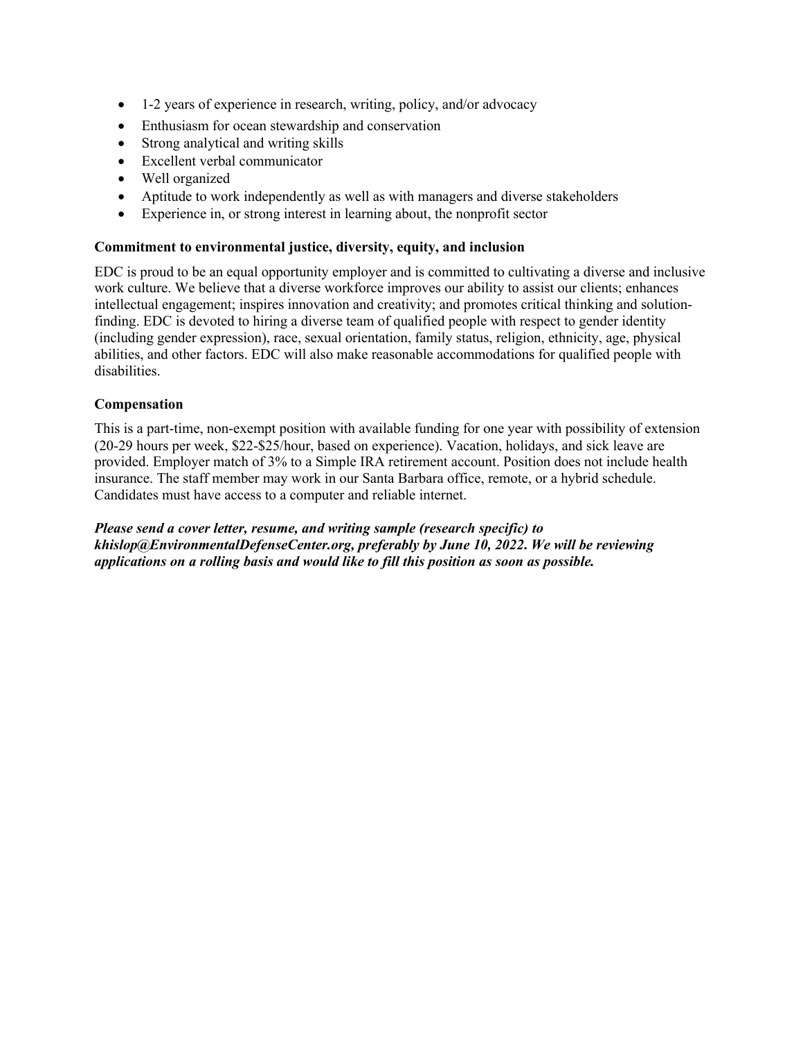- 1-2 years of experience in research, writing, policy, and/or advocacy
- Enthusiasm for ocean stewardship and conservation
- Strong analytical and writing skills
- Excellent verbal communicator
- Well organized
- Aptitude to work independently as well as with managers and diverse stakeholders
- Experience in, or strong interest in learning about, the nonprofit sector

**Commitment to environmental justice, diversity, equity, and inclusion**

EDC is proud to be an equal opportunity employer and is committed to cultivating a diverse and inclusive work culture. We believe that a diverse workforce improves our ability to assist our clients; enhances intellectual engagement; inspires innovation and creativity; and promotes critical thinking and solution-finding. EDC is devoted to hiring a diverse team of qualified people with respect to gender identity (including gender expression), race, sexual orientation, family status, religion, ethnicity, age, physical abilities, and other factors. EDC will also make reasonable accommodations for qualified people with disabilities.

**Compensation**

This is a part-time, non-exempt position with available funding for one year with possibility of extension (20-29 hours per week, $22-$25/hour, based on experience). Vacation, holidays, and sick leave are provided. Employer match of 3% to a Simple IRA retirement account. Position does not include health insurance. The staff member may work in our Santa Barbara office, remote, or a hybrid schedule. Candidates must have access to a computer and reliable internet.

***Please send a cover letter, resume, and writing sample (research specific) to khislop@EnvironmentalDefenseCenter.org, preferably by June 10, 2022. We will be reviewing applications on a rolling basis and would like to fill this position as soon as possible.***